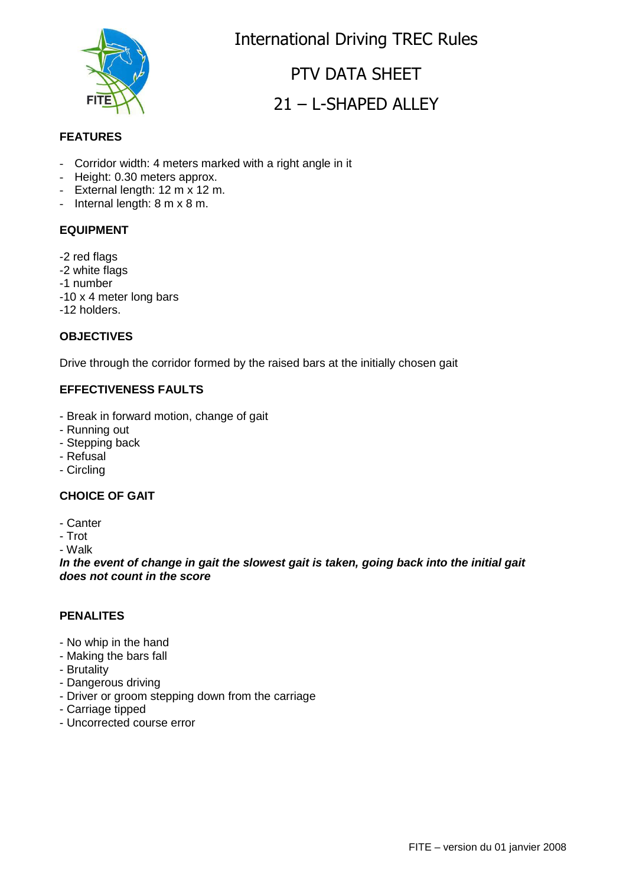# International Driving TREC Rules

## PTV DATA SHEET

## 21 – L-SHAPED ALLEY

### FEATURES

- Corridor width: 4 meters marked with a right angle in it
- Height: 0.30 meters approx.
- External length: 12 m x 12 m.
- Internal length: 8 m x 8 m.

### EQUIPMENT

-2 red flags
-2 white flags
-1 number
-10 x 4 meter long bars
-12 holders.

### OBJECTIVES

Drive through the corridor formed by the raised bars at the initially chosen gait

### EFFECTIVENESS FAULTS

- Break in forward motion, change of gait
- Running out
- Stepping back
- Refusal
- Circling

### CHOICE OF GAIT

- Canter
- Trot
- Walk

***In the event of change in gait the slowest gait is taken, going back into the initial gait does not count in the score***

### PENALITES

- No whip in the hand
- Making the bars fall
- Brutality
- Dangerous driving
- Driver or groom stepping down from the carriage
- Carriage tipped
- Uncorrected course error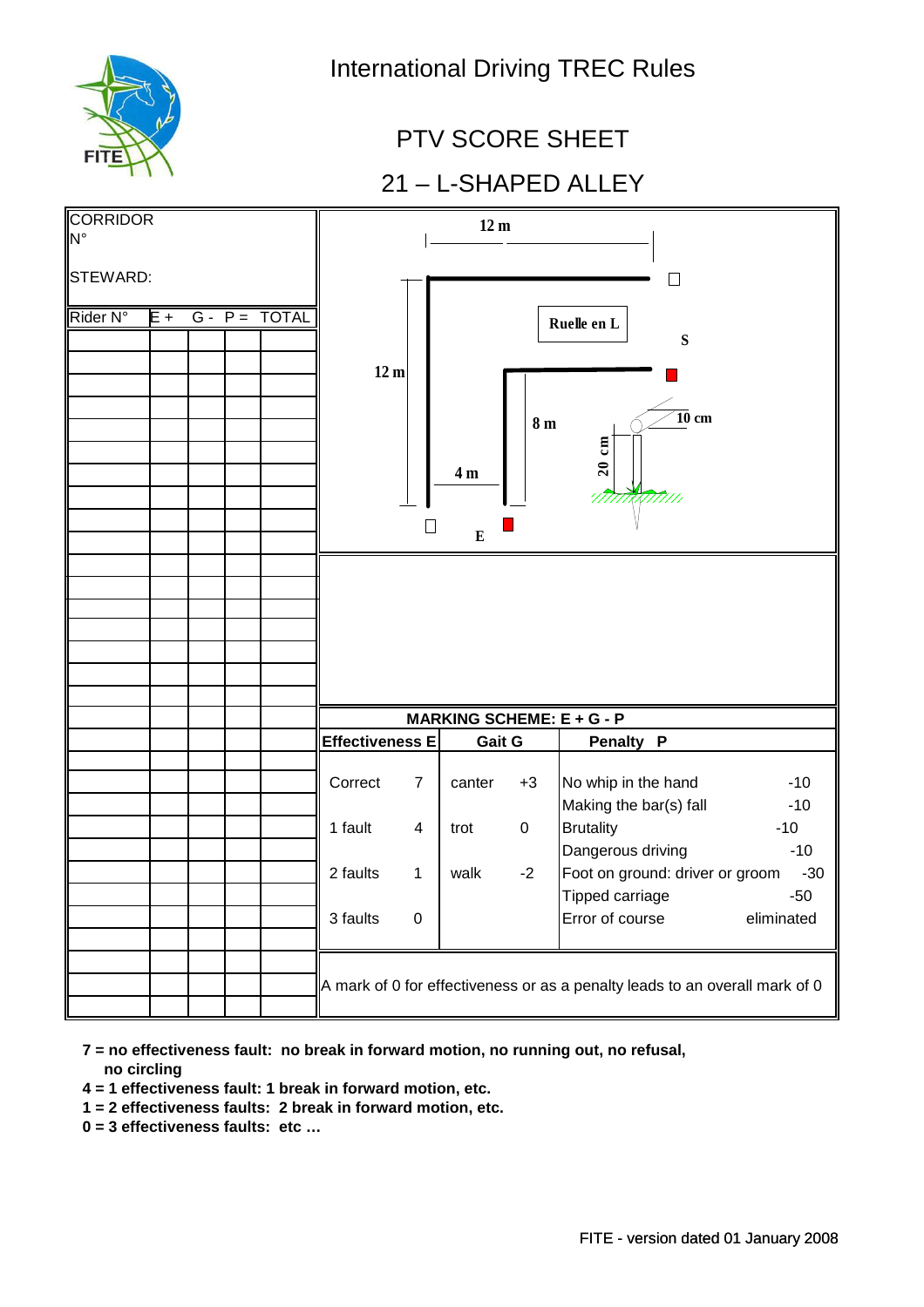# International Driving TREC Rules

## PTV SCORE SHEET

## 21 – L-SHAPED ALLEY

CORRIDOR N°

STEWARD:

| Rider N° | E + | G - | P = | TOTAL |
|---|---|---|---|---|
| | | | | |
| | | | | |
| | | | | |
| | | | | |
| | | | | |
| | | | | |
| | | | | |
| | | | | |
| | | | | |
| | | | | |
| | | | | |
| | | | | |
| | | | | |
| | | | | |
| | | | | |
| | | | | |
| | | | | |
| | | | | |
| | | | | |
| | | | | |
| | | | | |
| | | | | |
| | | | | |
| | | | | |
| | | | | |
| | | | | |
| | | | | |
| | | | | |
| | | | | |
| | | | | |

12 m

12 m

Ruelle en L

S

8 m

10 cm

20 cm

4 m

E

**MARKING SCHEME: E + G - P**

| Effectiveness E | | Gait G | | Penalty P | |
|---|---|---|---|---|---|
| Correct | 7 | canter | +3 | No whip in the hand | -10 |
| | | | | Making the bar(s) fall | -10 |
| 1 fault | 4 | trot | 0 | Brutality | -10 |
| | | | | Dangerous driving | -10 |
| 2 faults | 1 | walk | -2 | Foot on ground: driver or groom | -30 |
| | | | | Tipped carriage | -50 |
| 3 faults | 0 | | | Error of course | eliminated |

A mark of 0 for effectiveness or as a penalty leads to an overall mark of 0

**7 = no effectiveness fault: no break in forward motion, no running out, no refusal, no circling**
**4 = 1 effectiveness fault: 1 break in forward motion, etc.**
**1 = 2 effectiveness faults: 2 break in forward motion, etc.**
**0 = 3 effectiveness faults: etc …**

FITE - version dated 01 January 2008